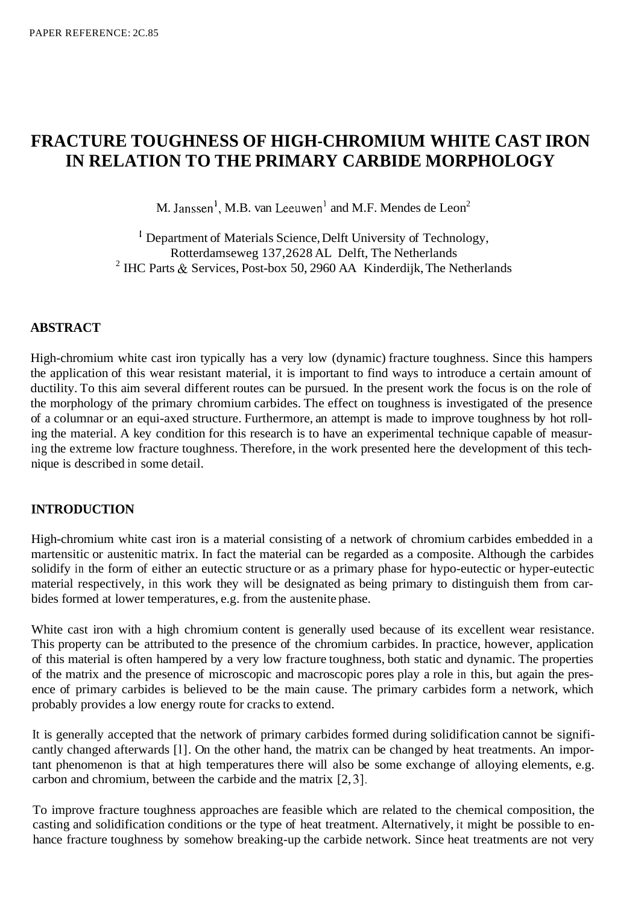PAPER REFERENCE: 2C.85

# FRACTURE TOUGHNESS OF HIGH-CHROMIUM WHITE CAST IRON IN RELATION TO THE PRIMARY CARBIDE MORPHOLOGY

M. Janssen[1], M.B. van Leeuwen[1] and M.F. Mendes de Leon[2]

[1] Department of Materials Science, Delft University of Technology, Rotterdamseweg 137, 2628 AL Delft, The Netherlands
[2] IHC Parts & Services, Post-box 50, 2960 AA Kinderdijk, The Netherlands

## ABSTRACT

High-chromium white cast iron typically has a very low (dynamic) fracture toughness. Since this hampers the application of this wear resistant material, it is important to find ways to introduce a certain amount of ductility. To this aim several different routes can be pursued. In the present work the focus is on the role of the morphology of the primary chromium carbides. The effect on toughness is investigated of the presence of a columnar or an equi-axed structure. Furthermore, an attempt is made to improve toughness by hot rolling the material. A key condition for this research is to have an experimental technique capable of measuring the extreme low fracture toughness. Therefore, in the work presented here the development of this technique is described in some detail.

## INTRODUCTION

High-chromium white cast iron is a material consisting of a network of chromium carbides embedded in a martensitic or austenitic matrix. In fact the material can be regarded as a composite. Although the carbides solidify in the form of either an eutectic structure or as a primary phase for hypo-eutectic or hyper-eutectic material respectively, in this work they will be designated as being primary to distinguish them from carbides formed at lower temperatures, e.g. from the austenite phase.

White cast iron with a high chromium content is generally used because of its excellent wear resistance. This property can be attributed to the presence of the chromium carbides. In practice, however, application of this material is often hampered by a very low fracture toughness, both static and dynamic. The properties of the matrix and the presence of microscopic and macroscopic pores play a role in this, but again the presence of primary carbides is believed to be the main cause. The primary carbides form a network, which probably provides a low energy route for cracks to extend.

It is generally accepted that the network of primary carbides formed during solidification cannot be significantly changed afterwards [1]. On the other hand, the matrix can be changed by heat treatments. An important phenomenon is that at high temperatures there will also be some exchange of alloying elements, e.g. carbon and chromium, between the carbide and the matrix [2, 3].

To improve fracture toughness approaches are feasible which are related to the chemical composition, the casting and solidification conditions or the type of heat treatment. Alternatively, it might be possible to enhance fracture toughness by somehow breaking-up the carbide network. Since heat treatments are not very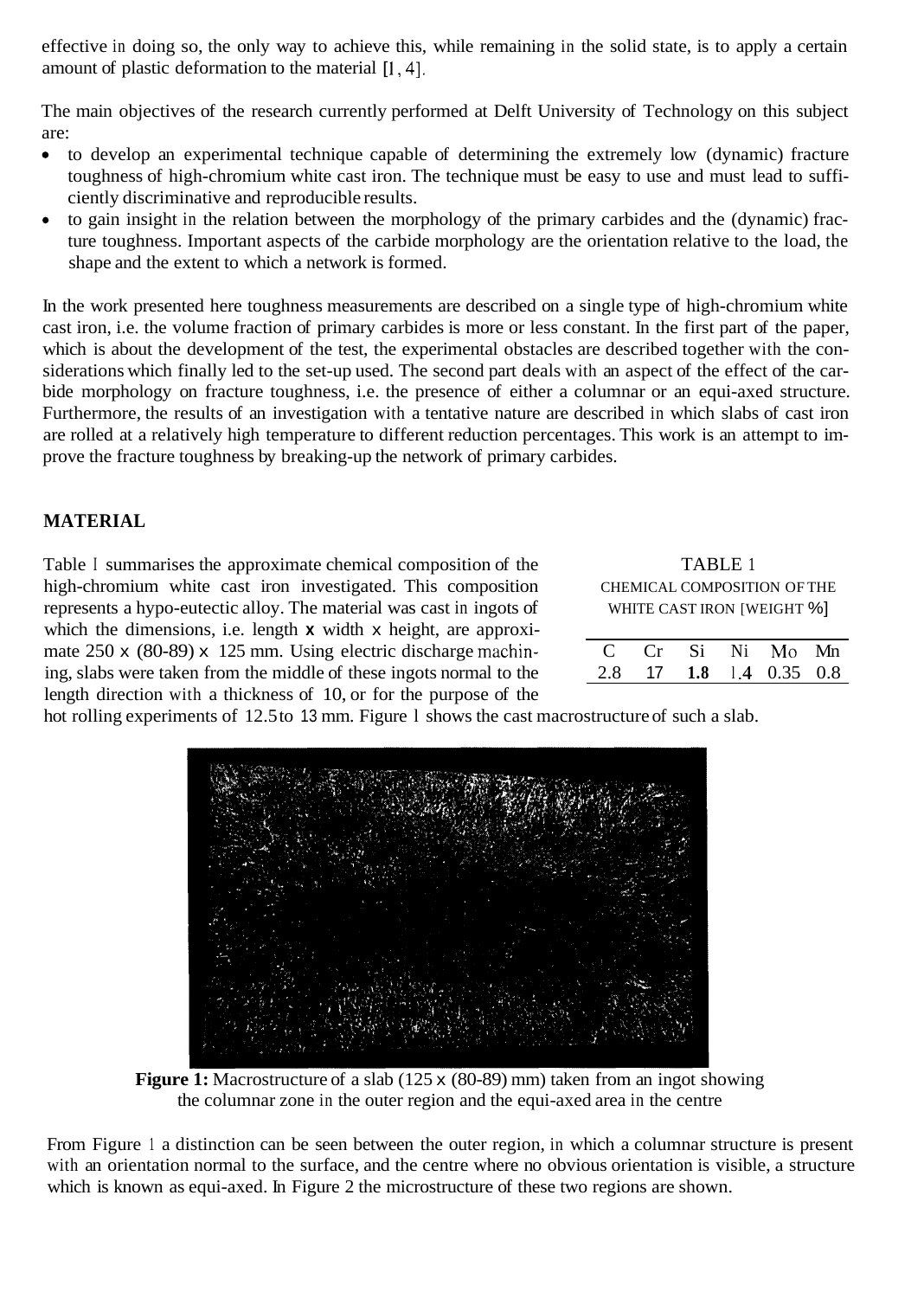effective in doing so, the only way to achieve this, while remaining in the solid state, is to apply a certain amount of plastic deformation to the material [1, 4].

The main objectives of the research currently performed at Delft University of Technology on this subject are:

- to develop an experimental technique capable of determining the extremely low (dynamic) fracture toughness of high-chromium white cast iron. The technique must be easy to use and must lead to sufficiently discriminative and reproducible results.
- to gain insight in the relation between the morphology of the primary carbides and the (dynamic) fracture toughness. Important aspects of the carbide morphology are the orientation relative to the load, the shape and the extent to which a network is formed.

In the work presented here toughness measurements are described on a single type of high-chromium white cast iron, i.e. the volume fraction of primary carbides is more or less constant. In the first part of the paper, which is about the development of the test, the experimental obstacles are described together with the considerations which finally led to the set-up used. The second part deals with an aspect of the effect of the carbide morphology on fracture toughness, i.e. the presence of either a columnar or an equi-axed structure. Furthermore, the results of an investigation with a tentative nature are described in which slabs of cast iron are rolled at a relatively high temperature to different reduction percentages. This work is an attempt to improve the fracture toughness by breaking-up the network of primary carbides.

## MATERIAL

Table 1 summarises the approximate chemical composition of the high-chromium white cast iron investigated. This composition represents a hypo-eutectic alloy. The material was cast in ingots of which the dimensions, i.e. length x width x height, are approximate 250 x (80-89) x 125 mm. Using electric discharge machining, slabs were taken from the middle of these ingots normal to the length direction with a thickness of 10, or for the purpose of the hot rolling experiments of 12.5 to 13 mm. Figure 1 shows the cast macrostructure of such a slab.

TABLE 1
CHEMICAL COMPOSITION OF THE WHITE CAST IRON [WEIGHT %]

| C | Cr | Si | Ni | Mo | Mn |
|---|---|---|---|---|---|
| 2.8 | 17 | 1.8 | 1.4 | 0.35 | 0.8 |

**Figure 1:** Macrostructure of a slab (125 x (80-89) mm) taken from an ingot showing the columnar zone in the outer region and the equi-axed area in the centre

From Figure 1 a distinction can be seen between the outer region, in which a columnar structure is present with an orientation normal to the surface, and the centre where no obvious orientation is visible, a structure which is known as equi-axed. In Figure 2 the microstructure of these two regions are shown.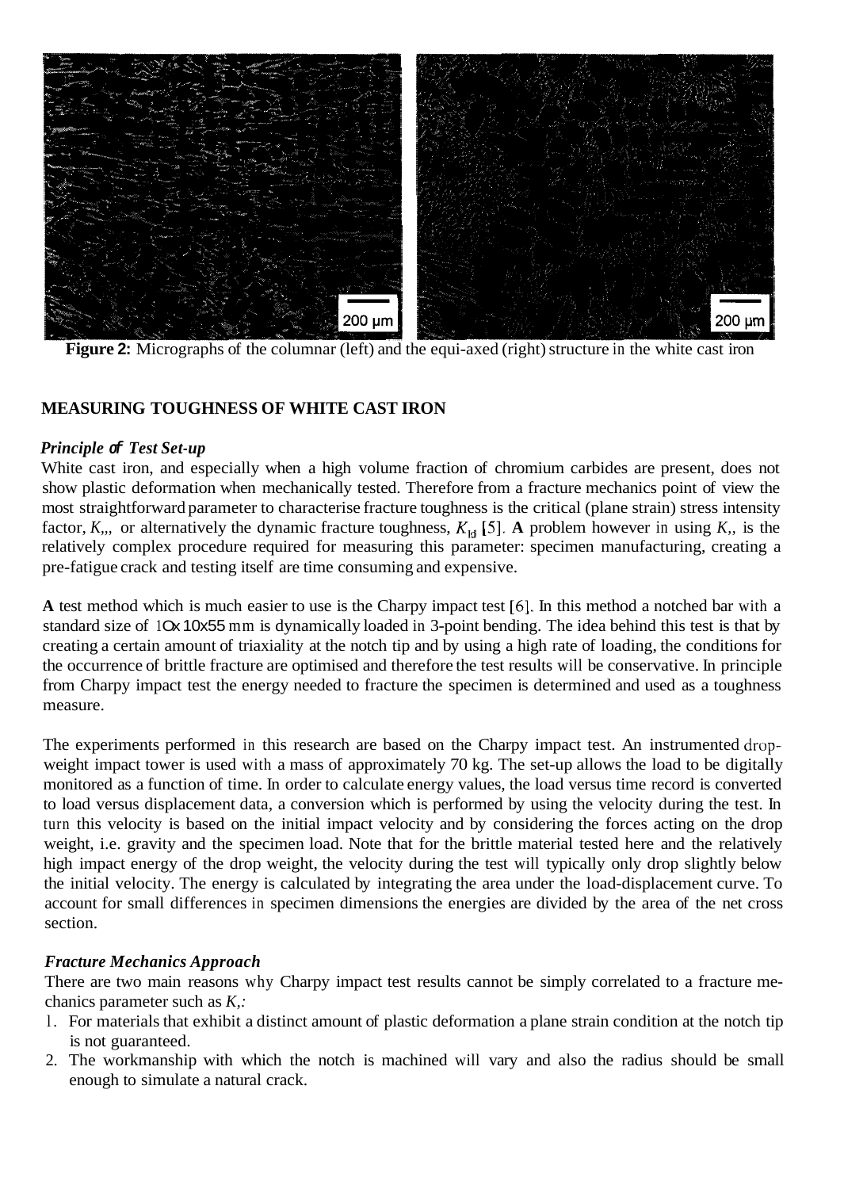**Figure 2:** Micrographs of the columnar (left) and the equi-axed (right) structure in the white cast iron

## MEASURING TOUGHNESS OF WHITE CAST IRON

### *Principle of Test Set-up*

White cast iron, and especially when a high volume fraction of chromium carbides are present, does not show plastic deformation when mechanically tested. Therefore from a fracture mechanics point of view the most straightforward parameter to characterise fracture toughness is the critical (plane strain) stress intensity factor, $K_{Ic}$, or alternatively the dynamic fracture toughness, $K_{Id}$ [5]. **A** problem however in using $K_{Ic}$ is the relatively complex procedure required for measuring this parameter: specimen manufacturing, creating a pre-fatigue crack and testing itself are time consuming and expensive.

**A** test method which is much easier to use is the Charpy impact test [6]. In this method a notched bar with a standard size of 10x10x55 mm is dynamically loaded in 3-point bending. The idea behind this test is that by creating a certain amount of triaxiality at the notch tip and by using a high rate of loading, the conditions for the occurrence of brittle fracture are optimised and therefore the test results will be conservative. In principle from Charpy impact test the energy needed to fracture the specimen is determined and used as a toughness measure.

The experiments performed in this research are based on the Charpy impact test. An instrumented drop-weight impact tower is used with a mass of approximately 70 kg. The set-up allows the load to be digitally monitored as a function of time. In order to calculate energy values, the load versus time record is converted to load versus displacement data, a conversion which is performed by using the velocity during the test. In turn this velocity is based on the initial impact velocity and by considering the forces acting on the drop weight, i.e. gravity and the specimen load. Note that for the brittle material tested here and the relatively high impact energy of the drop weight, the velocity during the test will typically only drop slightly below the initial velocity. The energy is calculated by integrating the area under the load-displacement curve. To account for small differences in specimen dimensions the energies are divided by the area of the net cross section.

### *Fracture Mechanics Approach*

There are two main reasons why Charpy impact test results cannot be simply correlated to a fracture mechanics parameter such as $K_{Ic}$:

1. For materials that exhibit a distinct amount of plastic deformation a plane strain condition at the notch tip is not guaranteed.
2. The workmanship with which the notch is machined will vary and also the radius should be small enough to simulate a natural crack.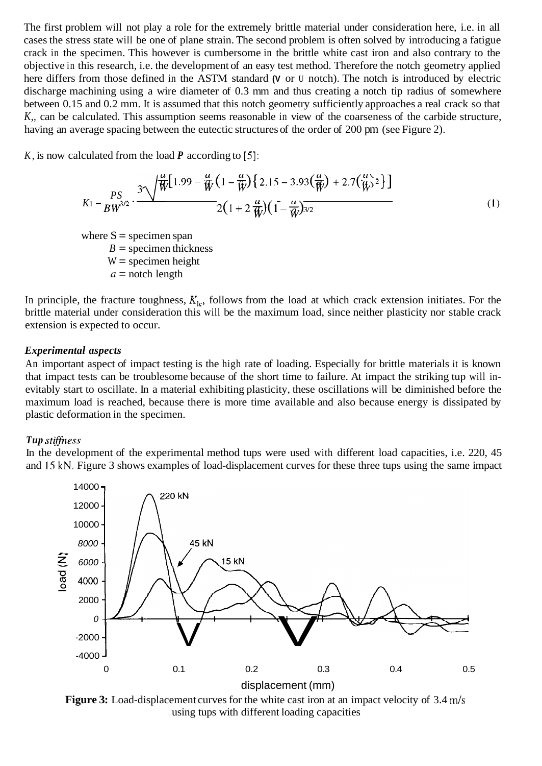The first problem will not play a role for the extremely brittle material under consideration here, i.e. in all cases the stress state will be one of plane strain. The second problem is often solved by introducing a fatigue crack in the specimen. This however is cumbersome in the brittle white cast iron and also contrary to the objective in this research, i.e. the development of an easy test method. Therefore the notch geometry applied here differs from those defined in the ASTM standard (V or U notch). The notch is introduced by electric discharge machining using a wire diameter of 0.3 mm and thus creating a notch tip radius of somewhere between 0.15 and 0.2 mm. It is assumed that this notch geometry sufficiently approaches a real crack so that $K_I$ can be calculated. This assumption seems reasonable in view of the coarseness of the carbide structure, having an average spacing between the eutectic structures of the order of 200 μm (see Figure 2).

$K_I$ is now calculated from the load $P$ according to [5]:

$$K_I = \frac{PS}{BW^{3/2}} \cdot \frac{3\sqrt{\frac{a}{W}}\left[1.99 - \frac{a}{W}\left(1 - \frac{a}{W}\right)\left\{2.15 - 3.93\left(\frac{a}{W}\right) + 2.7\left(\frac{a}{W}\right)^2\right\}\right]}{2\left(1 + 2\frac{a}{W}\right)\left(1 - \frac{a}{W}\right)^{3/2}} \qquad (1)$$

where $S$ = specimen span
$B$ = specimen thickness
$W$ = specimen height
$a$ = notch length

In principle, the fracture toughness, $K_{Ic}$, follows from the load at which crack extension initiates. For the brittle material under consideration this will be the maximum load, since neither plasticity nor stable crack extension is expected to occur.

### *Experimental aspects*

An important aspect of impact testing is the high rate of loading. Especially for brittle materials it is known that impact tests can be troublesome because of the short time to failure. At impact the striking tup will inevitably start to oscillate. In a material exhibiting plasticity, these oscillations will be diminished before the maximum load is reached, because there is more time available and also because energy is dissipated by plastic deformation in the specimen.

#### *Tup stiffness*

In the development of the experimental method tups were used with different load capacities, i.e. 220, 45 and 15 kN. Figure 3 shows examples of load-displacement curves for these three tups using the same impact

**Figure 3:** Load-displacement curves for the white cast iron at an impact velocity of 3.4 m/s using tups with different loading capacities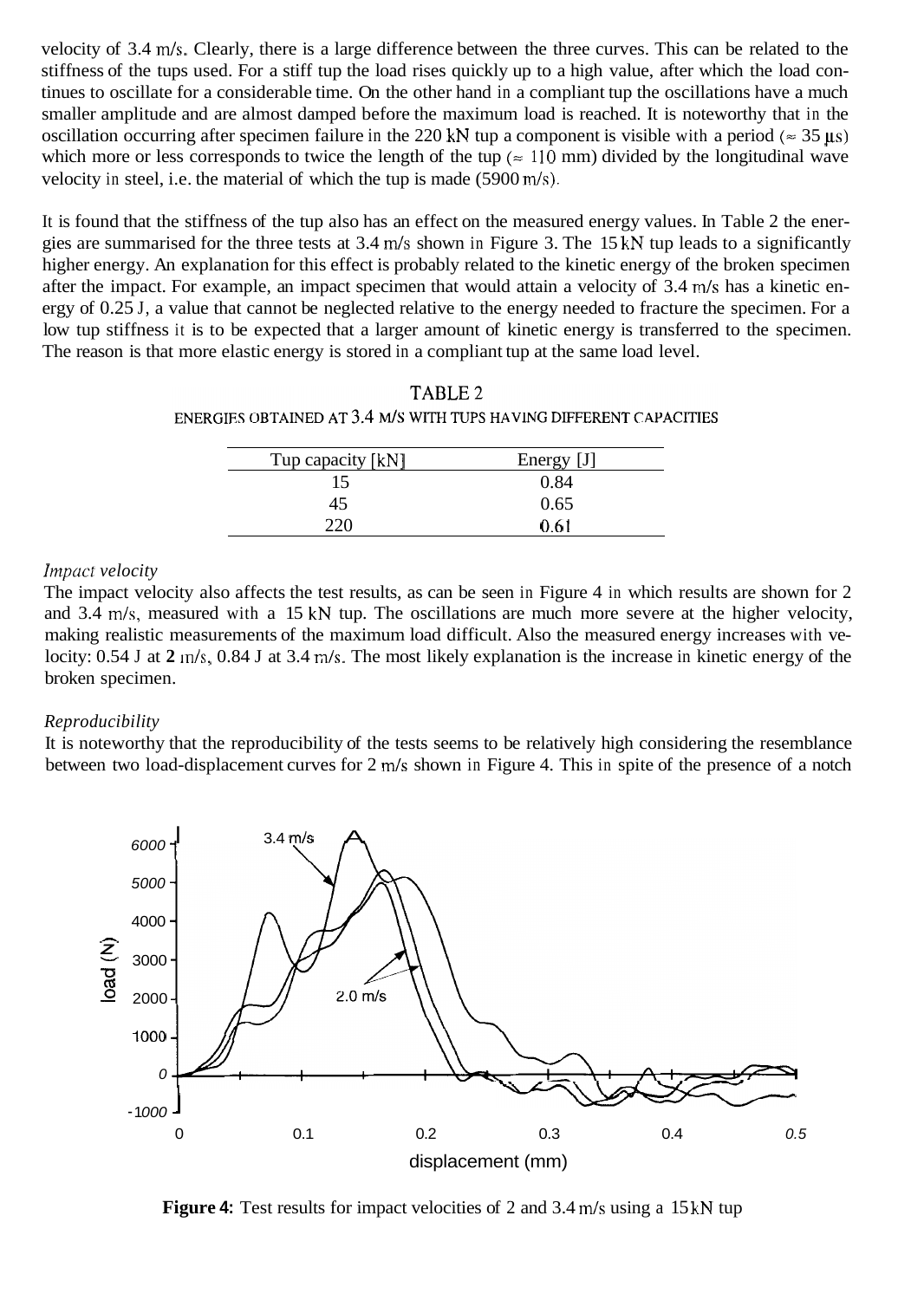velocity of 3.4 m/s. Clearly, there is a large difference between the three curves. This can be related to the stiffness of the tups used. For a stiff tup the load rises quickly up to a high value, after which the load continues to oscillate for a considerable time. On the other hand in a compliant tup the oscillations have a much smaller amplitude and are almost damped before the maximum load is reached. It is noteworthy that in the oscillation occurring after specimen failure in the 220 kN tup a component is visible with a period ($\approx$ 35 μs) which more or less corresponds to twice the length of the tup ($\approx$ 110 mm) divided by the longitudinal wave velocity in steel, i.e. the material of which the tup is made (5900 m/s).

It is found that the stiffness of the tup also has an effect on the measured energy values. In Table 2 the energies are summarised for the three tests at 3.4 m/s shown in Figure 3. The 15 kN tup leads to a significantly higher energy. An explanation for this effect is probably related to the kinetic energy of the broken specimen after the impact. For example, an impact specimen that would attain a velocity of 3.4 m/s has a kinetic energy of 0.25 J, a value that cannot be neglected relative to the energy needed to fracture the specimen. For a low tup stiffness it is to be expected that a larger amount of kinetic energy is transferred to the specimen. The reason is that more elastic energy is stored in a compliant tup at the same load level.

TABLE 2

ENERGIES OBTAINED AT 3.4 M/S WITH TUPS HAVING DIFFERENT CAPACITIES

| Tup capacity [kN] | Energy [J] |
|---|---|
| 15 | 0.84 |
| 45 | 0.65 |
| 220 | 0.61 |

*Impact velocity*

The impact velocity also affects the test results, as can be seen in Figure 4 in which results are shown for 2 and 3.4 m/s, measured with a 15 kN tup. The oscillations are much more severe at the higher velocity, making realistic measurements of the maximum load difficult. Also the measured energy increases with velocity: 0.54 J at **2** m/s, 0.84 J at 3.4 m/s. The most likely explanation is the increase in kinetic energy of the broken specimen.

*Reproducibility*

It is noteworthy that the reproducibility of the tests seems to be relatively high considering the resemblance between two load-displacement curves for 2 m/s shown in Figure 4. This in spite of the presence of a notch

**Figure 4:** Test results for impact velocities of 2 and 3.4 m/s using a 15 kN tup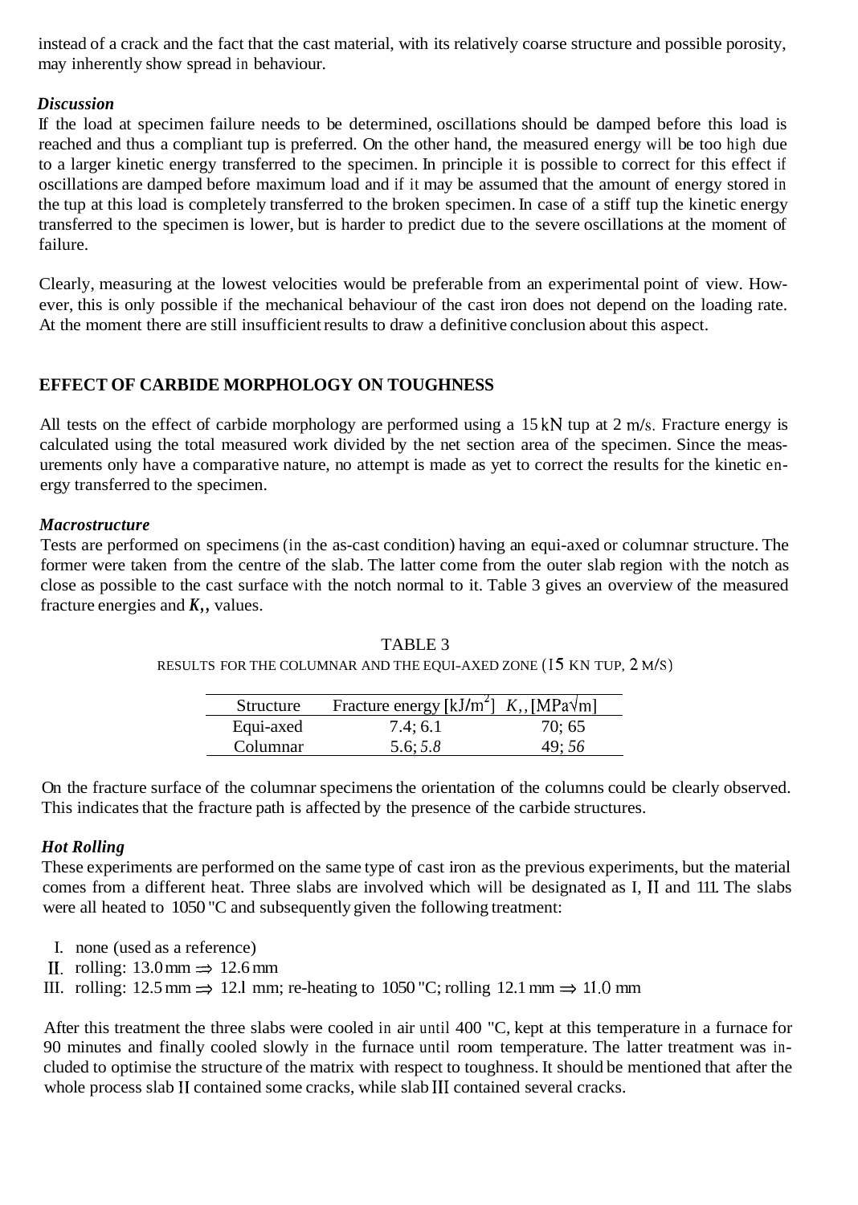instead of a crack and the fact that the cast material, with its relatively coarse structure and possible porosity, may inherently show spread in behaviour.

### *Discussion*

If the load at specimen failure needs to be determined, oscillations should be damped before this load is reached and thus a compliant tup is preferred. On the other hand, the measured energy will be too high due to a larger kinetic energy transferred to the specimen. In principle it is possible to correct for this effect if oscillations are damped before maximum load and if it may be assumed that the amount of energy stored in the tup at this load is completely transferred to the broken specimen. In case of a stiff tup the kinetic energy transferred to the specimen is lower, but is harder to predict due to the severe oscillations at the moment of failure.

Clearly, measuring at the lowest velocities would be preferable from an experimental point of view. However, this is only possible if the mechanical behaviour of the cast iron does not depend on the loading rate. At the moment there are still insufficient results to draw a definitive conclusion about this aspect.

## EFFECT OF CARBIDE MORPHOLOGY ON TOUGHNESS

All tests on the effect of carbide morphology are performed using a 15 kN tup at 2 m/s. Fracture energy is calculated using the total measured work divided by the net section area of the specimen. Since the measurements only have a comparative nature, no attempt is made as yet to correct the results for the kinetic energy transferred to the specimen.

### *Macrostructure*

Tests are performed on specimens (in the as-cast condition) having an equi-axed or columnar structure. The former were taken from the centre of the slab. The latter come from the outer slab region with the notch as close as possible to the cast surface with the notch normal to it. Table 3 gives an overview of the measured fracture energies and $K_{Id}$ values.

TABLE 3
RESULTS FOR THE COLUMNAR AND THE EQUI-AXED ZONE (15 KN TUP, 2 M/S)

| Structure | Fracture energy [kJ/m$^2$] | $K_{Id}$ [MPa$\sqrt{m}$] |
|---|---|---|
| Equi-axed | 7.4; 6.1 | 70; 65 |
| Columnar | 5.6; *5.8* | 49; *56* |

On the fracture surface of the columnar specimens the orientation of the columns could be clearly observed. This indicates that the fracture path is affected by the presence of the carbide structures.

### *Hot Rolling*

These experiments are performed on the same type of cast iron as the previous experiments, but the material comes from a different heat. Three slabs are involved which will be designated as I, II and III. The slabs were all heated to 1050 °C and subsequently given the following treatment:

I. none (used as a reference)
II. rolling: 13.0 mm $\Rightarrow$ 12.6 mm
III. rolling: 12.5 mm $\Rightarrow$ 12.1 mm; re-heating to 1050 °C; rolling 12.1 mm $\Rightarrow$ 11.0 mm

After this treatment the three slabs were cooled in air until 400 °C, kept at this temperature in a furnace for 90 minutes and finally cooled slowly in the furnace until room temperature. The latter treatment was included to optimise the structure of the matrix with respect to toughness. It should be mentioned that after the whole process slab II contained some cracks, while slab III contained several cracks.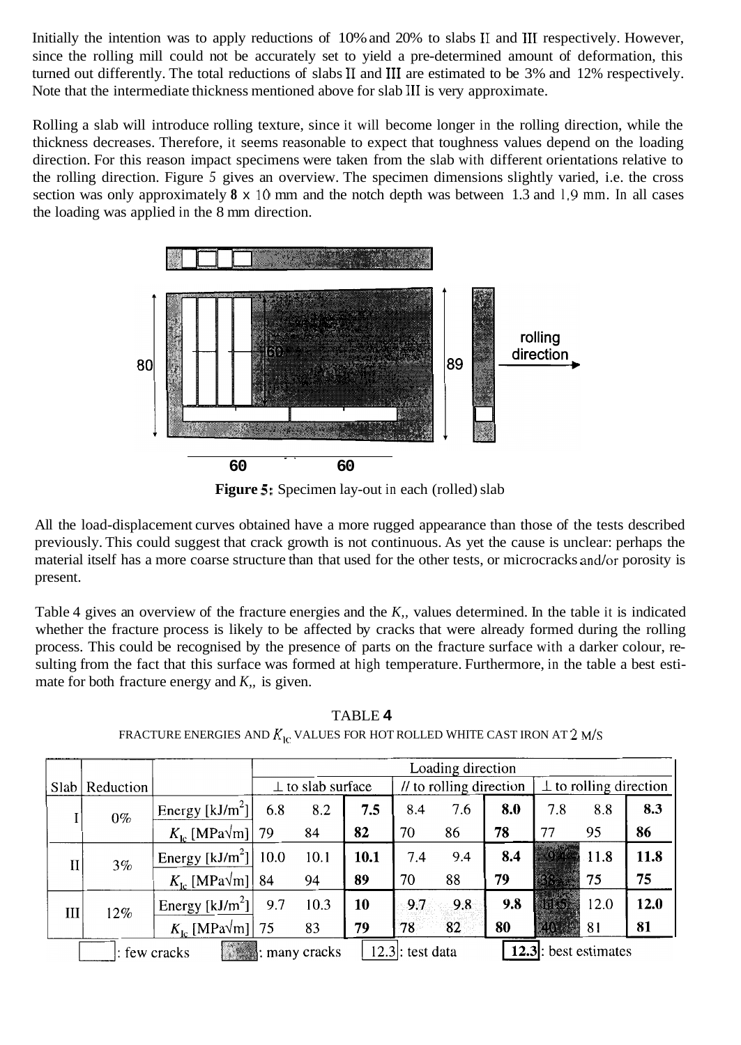Initially the intention was to apply reductions of 10% and 20% to slabs II and III respectively. However, since the rolling mill could not be accurately set to yield a pre-determined amount of deformation, this turned out differently. The total reductions of slabs II and III are estimated to be 3% and 12% respectively. Note that the intermediate thickness mentioned above for slab III is very approximate.

Rolling a slab will introduce rolling texture, since it will become longer in the rolling direction, while the thickness decreases. Therefore, it seems reasonable to expect that toughness values depend on the loading direction. For this reason impact specimens were taken from the slab with different orientations relative to the rolling direction. Figure 5 gives an overview. The specimen dimensions slightly varied, i.e. the cross section was only approximately 8 x 10 mm and the notch depth was between 1.3 and 1.9 mm. In all cases the loading was applied in the 8 mm direction.

**Figure 5:** Specimen lay-out in each (rolled) slab

All the load-displacement curves obtained have a more rugged appearance than those of the tests described previously. This could suggest that crack growth is not continuous. As yet the cause is unclear: perhaps the material itself has a more coarse structure than that used for the other tests, or microcracks and/or porosity is present.

Table 4 gives an overview of the fracture energies and the $K_{Ic}$ values determined. In the table it is indicated whether the fracture process is likely to be affected by cracks that were already formed during the rolling process. This could be recognised by the presence of parts on the fracture surface with a darker colour, resulting from the fact that this surface was formed at high temperature. Furthermore, in the table a best estimate for both fracture energy and $K_{Ic}$ is given.

TABLE 4

FRACTURE ENERGIES AND $K_{Ic}$ VALUES FOR HOT ROLLED WHITE CAST IRON AT 2 M/S

| Slab | Reduction | | Loading direction | | | | | | | | |
|---|---|---|---|---|---|---|---|---|---|---|---|
| | | | ⊥ to slab surface | | | // to rolling direction | | | ⊥ to rolling direction | | |
| I | 0% | Energy [kJ/m$^2$] | 6.8 | 8.2 | **7.5** | 8.4 | 7.6 | **8.0** | 7.8 | 8.8 | **8.3** |
| | | $K_{Ic}$ [MPa√m] | 79 | 84 | **82** | 70 | 86 | **78** | 77 | 95 | **86** |
| II | 3% | Energy [kJ/m$^2$] | 10.0 | 10.1 | **10.1** | 7.4 | 9.4 | **8.4** | 9.4 | 11.8 | **11.8** |
| | | $K_{Ic}$ [MPa√m] | 84 | 94 | **89** | 70 | 88 | **79** | 38 | 75 | **75** |
| III | 12% | Energy [kJ/m$^2$] | 9.7 | 10.3 | **10** | 9.7 | 9.8 | **9.8** | 10.5 | 12.0 | **12.0** |
| | | $K_{Ic}$ [MPa√m] | 75 | 83 | **79** | 78 | 82 | **80** | 40 | 81 | **81** |

☐: few cracks; shaded: many cracks; 12.3: test data; **12.3**: best estimates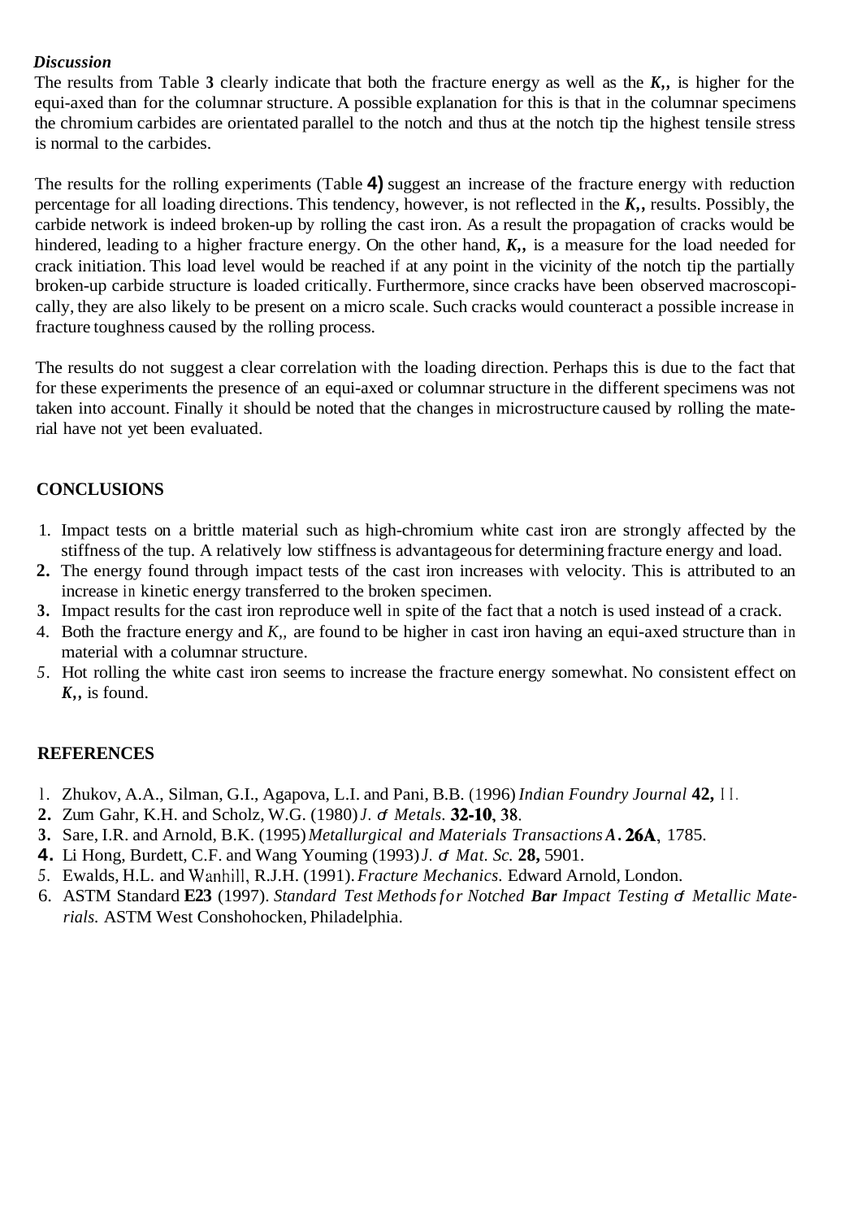### *Discussion*

The results from Table **3** clearly indicate that both the fracture energy as well as the ***K,,*** is higher for the equi-axed than for the columnar structure. A possible explanation for this is that in the columnar specimens the chromium carbides are orientated parallel to the notch and thus at the notch tip the highest tensile stress is normal to the carbides.

The results for the rolling experiments (Table **4)** suggest an increase of the fracture energy with reduction percentage for all loading directions. This tendency, however, is not reflected in the ***K,,*** results. Possibly, the carbide network is indeed broken-up by rolling the cast iron. As a result the propagation of cracks would be hindered, leading to a higher fracture energy. On the other hand, ***K,,*** is a measure for the load needed for crack initiation. This load level would be reached if at any point in the vicinity of the notch tip the partially broken-up carbide structure is loaded critically. Furthermore, since cracks have been observed macroscopically, they are also likely to be present on a micro scale. Such cracks would counteract a possible increase in fracture toughness caused by the rolling process.

The results do not suggest a clear correlation with the loading direction. Perhaps this is due to the fact that for these experiments the presence of an equi-axed or columnar structure in the different specimens was not taken into account. Finally it should be noted that the changes in microstructure caused by rolling the material have not yet been evaluated.

## CONCLUSIONS

1. Impact tests on a brittle material such as high-chromium white cast iron are strongly affected by the stiffness of the tup. A relatively low stiffness is advantageous for determining fracture energy and load.
2. The energy found through impact tests of the cast iron increases with velocity. This is attributed to an increase in kinetic energy transferred to the broken specimen.
3. Impact results for the cast iron reproduce well in spite of the fact that a notch is used instead of a crack.
4. Both the fracture energy and *K,,* are found to be higher in cast iron having an equi-axed structure than in material with a columnar structure.
5. Hot rolling the white cast iron seems to increase the fracture energy somewhat. No consistent effect on ***K,,*** is found.

## REFERENCES

1. Zhukov, A.A., Silman, G.I., Agapova, L.I. and Pani, B.B. (1996) *Indian Foundry Journal* **42,** 11.
2. Zum Gahr, K.H. and Scholz, W.G. (1980) *J. of Metals.* **32-10**, **38**.
3. Sare, I.R. and Arnold, B.K. (1995) *Metallurgical and Materials Transactions* ***A*. 26A**, 1785.
4. Li Hong, Burdett, C.F. and Wang Youming (1993) *J. of Mat. Sc.* **28,** 5901.
5. Ewalds, H.L. and Wanhill, R.J.H. (1991). *Fracture Mechanics.* Edward Arnold, London.
6. ASTM Standard **E23** (1997). *Standard Test Methods for Notched **Bar** Impact Testing of Metallic Materials.* ASTM West Conshohocken, Philadelphia.